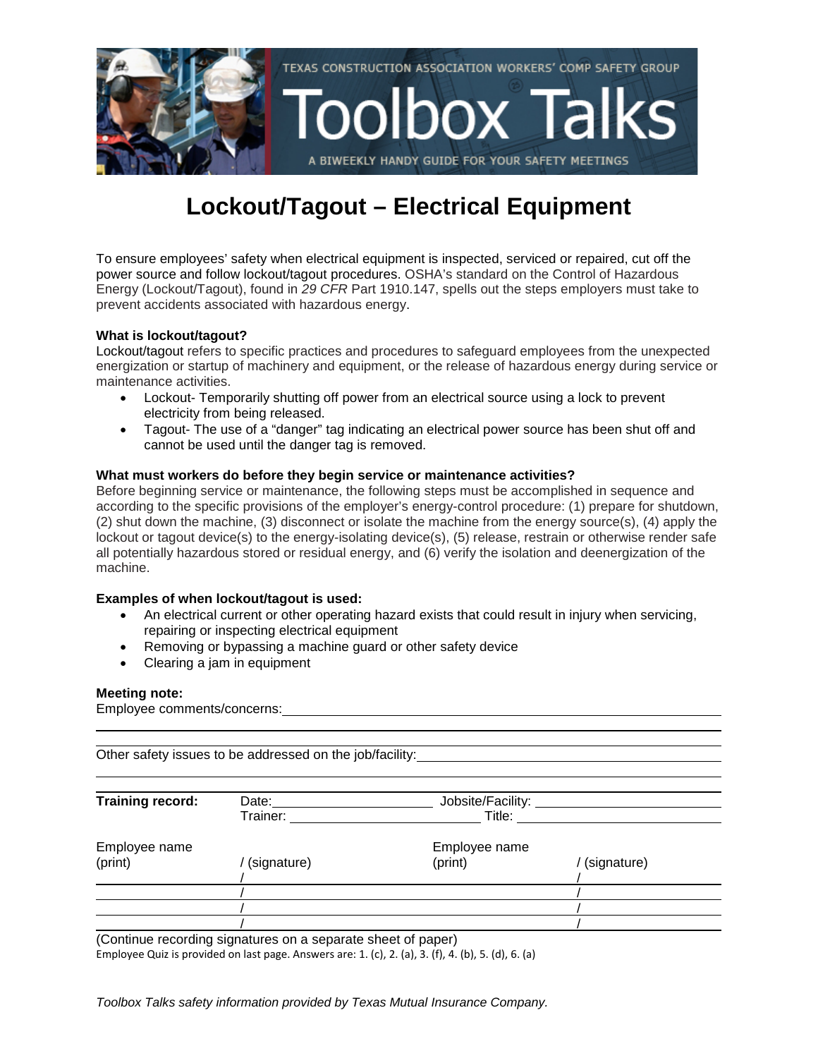TEXAS CONSTRUCTION ASSOCIATION WORKERS' COMP SAFETY GROUP

# Toolbox Talks

A BIWEEKLY HANDY GUIDE FOR YOUR SAFETY MEETINGS

## Lockout/Tagout – Electrical Equipment

To ensure employees' safety when electrical equipment is inspected, serviced or repaired, cut off the power source and follow lockout/tagout procedures. OSHA's standard on the Control of Hazardous Energy (Lockout/Tagout), found in *29 CFR* Part 1910.147, spells out the steps employers must take to prevent accidents associated with hazardous energy.

**What is lockout/tagout?**

Lockout/tagout refers to specific practices and procedures to safeguard employees from the unexpected energization or startup of machinery and equipment, or the release of hazardous energy during service or maintenance activities.

- Lockout- Temporarily shutting off power from an electrical source using a lock to prevent electricity from being released.
- Tagout- The use of a "danger" tag indicating an electrical power source has been shut off and cannot be used until the danger tag is removed.

**What must workers do before they begin service or maintenance activities?**

Before beginning service or maintenance, the following steps must be accomplished in sequence and according to the specific provisions of the employer's energy-control procedure: (1) prepare for shutdown, (2) shut down the machine, (3) disconnect or isolate the machine from the energy source(s), (4) apply the lockout or tagout device(s) to the energy-isolating device(s), (5) release, restrain or otherwise render safe all potentially hazardous stored or residual energy, and (6) verify the isolation and deenergization of the machine.

**Examples of when lockout/tagout is used:**

- An electrical current or other operating hazard exists that could result in injury when servicing, repairing or inspecting electrical equipment
- Removing or bypassing a machine guard or other safety device
- Clearing a jam in equipment

**Meeting note:**

Employee comments/concerns: ______________________________________________

_____________________________________________________________________

_____________________________________________________________________

Other safety issues to be addressed on the job/facility: ____________________________

_____________________________________________________________________

**Training record:** Date: ____________________ Jobsite/Facility: ____________________

Trainer: ____________________ Title: ____________________

| Employee name (print) | / (signature) | Employee name (print) | / (signature) |
|---|---|---|---|
| | / | | / |
| | / | | / |
| | / | | / |
| | / | | / |

(Continue recording signatures on a separate sheet of paper)

Employee Quiz is provided on last page. Answers are: 1. (c), 2. (a), 3. (f), 4. (b), 5. (d), 6. (a)

*Toolbox Talks safety information provided by Texas Mutual Insurance Company.*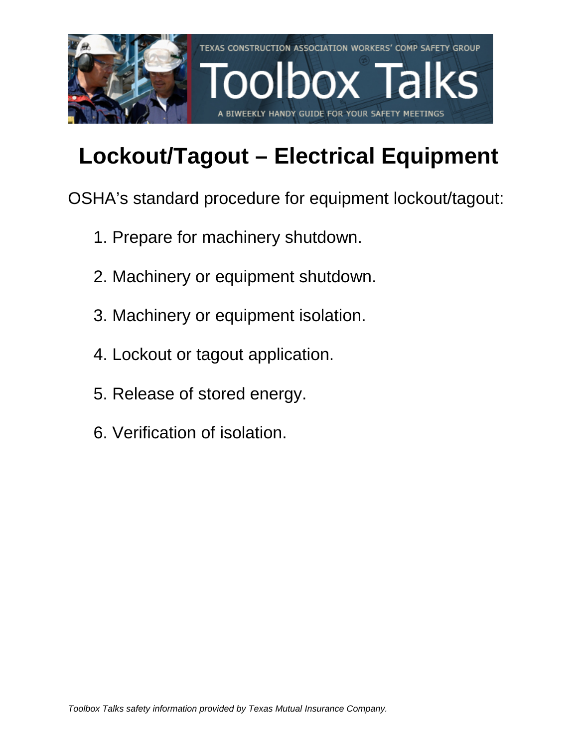# Lockout/Tagout – Electrical Equipment

OSHA's standard procedure for equipment lockout/tagout:

1. Prepare for machinery shutdown.
2. Machinery or equipment shutdown.
3. Machinery or equipment isolation.
4. Lockout or tagout application.
5. Release of stored energy.
6. Verification of isolation.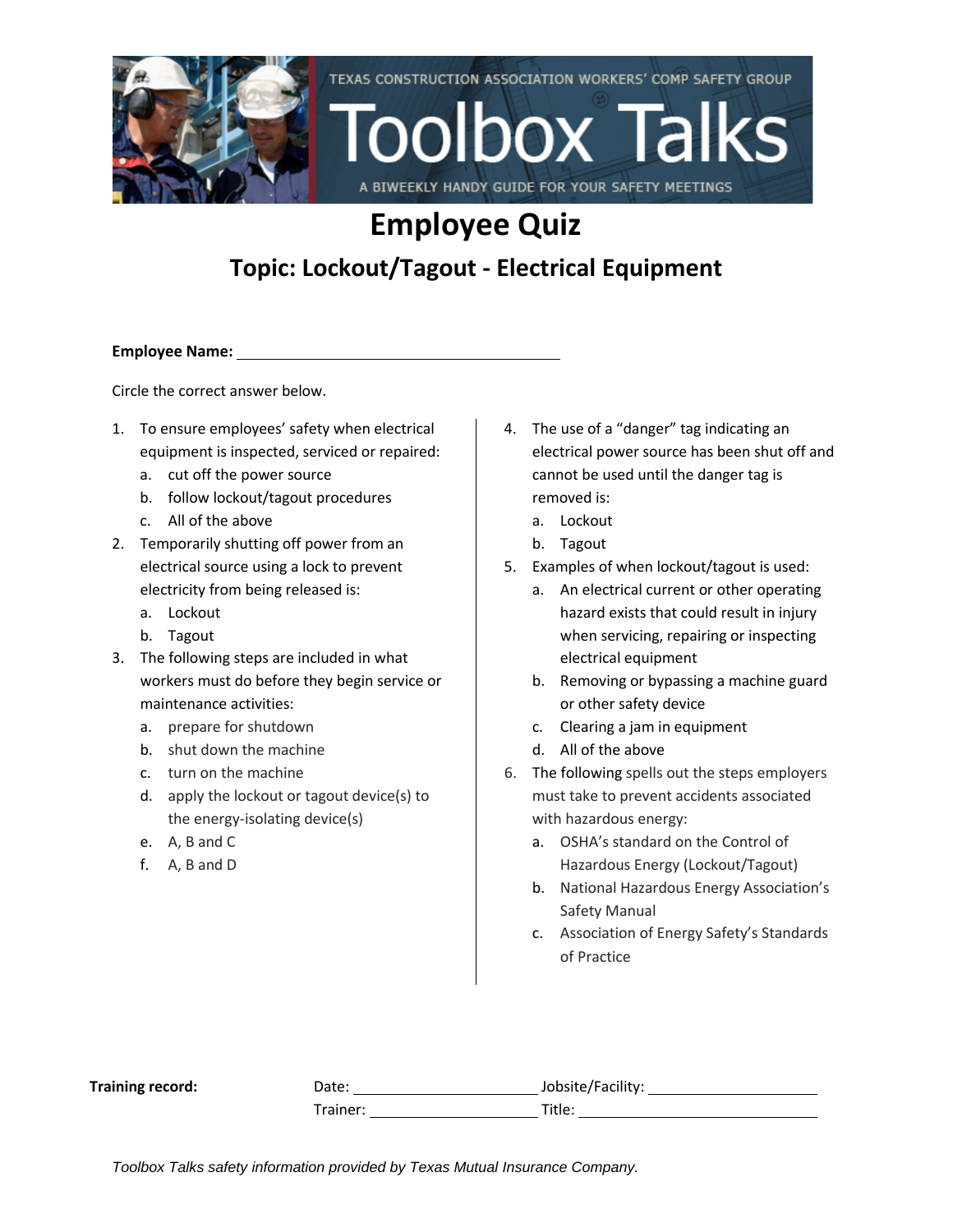TEXAS CONSTRUCTION ASSOCIATION WORKERS' COMP SAFETY GROUP

# Toolbox Talks

A BIWEEKLY HANDY GUIDE FOR YOUR SAFETY MEETINGS

# Employee Quiz

## Topic: Lockout/Tagout - Electrical Equipment

**Employee Name:** ______________________________

Circle the correct answer below.

1. To ensure employees' safety when electrical equipment is inspected, serviced or repaired:
   a. cut off the power source
   b. follow lockout/tagout procedures
   c. All of the above
2. Temporarily shutting off power from an electrical source using a lock to prevent electricity from being released is:
   a. Lockout
   b. Tagout
3. The following steps are included in what workers must do before they begin service or maintenance activities:
   a. prepare for shutdown
   b. shut down the machine
   c. turn on the machine
   d. apply the lockout or tagout device(s) to the energy-isolating device(s)
   e. A, B and C
   f. A, B and D
4. The use of a "danger" tag indicating an electrical power source has been shut off and cannot be used until the danger tag is removed is:
   a. Lockout
   b. Tagout
5. Examples of when lockout/tagout is used:
   a. An electrical current or other operating hazard exists that could result in injury when servicing, repairing or inspecting electrical equipment
   b. Removing or bypassing a machine guard or other safety device
   c. Clearing a jam in equipment
   d. All of the above
6. The following spells out the steps employers must take to prevent accidents associated with hazardous energy:
   a. OSHA's standard on the Control of Hazardous Energy (Lockout/Tagout)
   b. National Hazardous Energy Association's Safety Manual
   c. Association of Energy Safety's Standards of Practice

**Training record:**

Date: ____________________ Jobsite/Facility: ____________________

Trainer: ____________________ Title: ____________________

*Toolbox Talks safety information provided by Texas Mutual Insurance Company.*